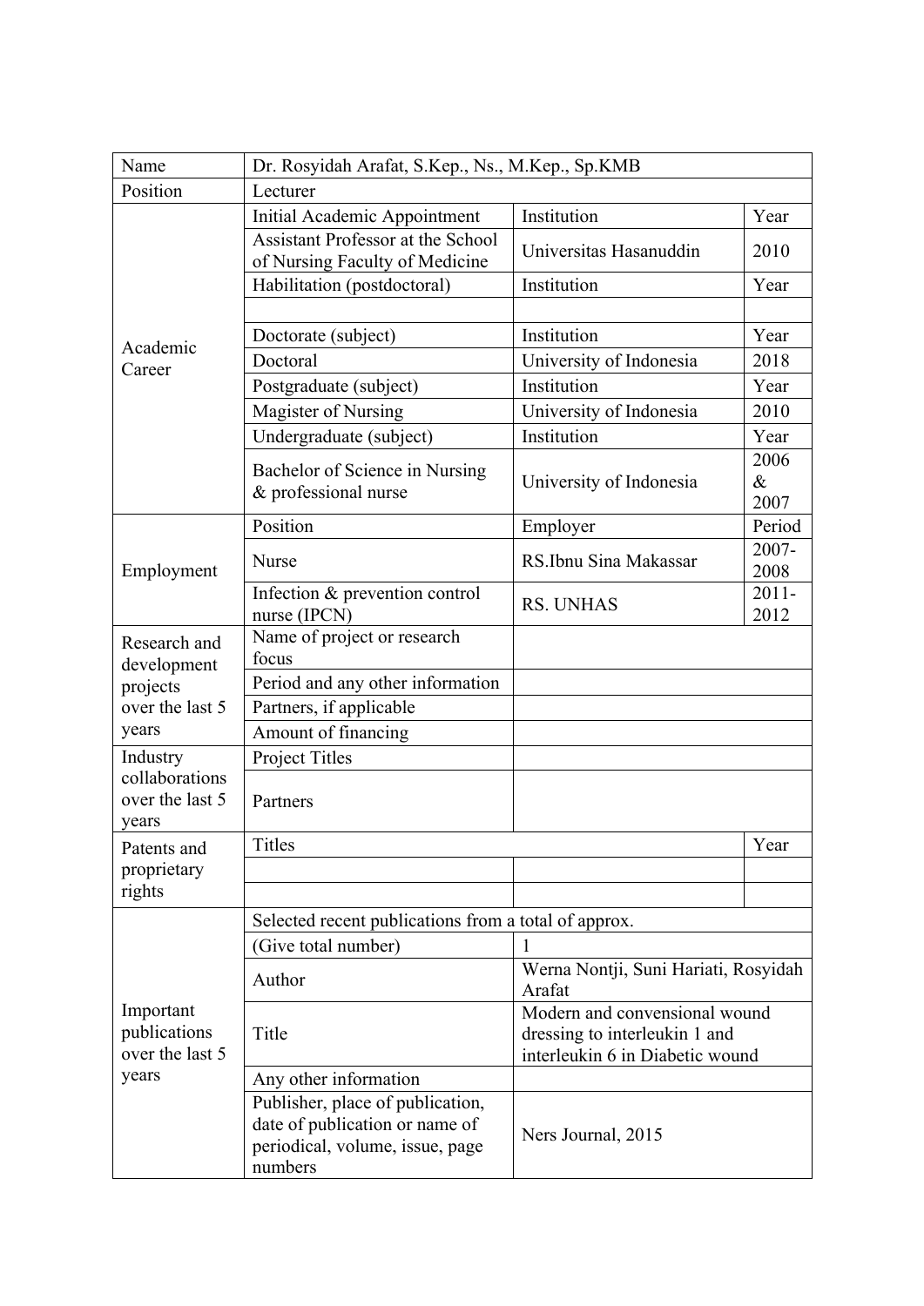| Name | Dr. Rosyidah Arafat, S.Kep., Ns., M.Kep., Sp.KMB | | |
| --- | --- | --- | --- |
| Position | Lecturer | | |
| Academic Career | Initial Academic Appointment | Institution | Year |
| | Assistant Professor at the School of Nursing Faculty of Medicine | Universitas Hasanuddin | 2010 |
| | Habilitation (postdoctoral) | Institution | Year |
| | | | |
| | Doctorate (subject) | Institution | Year |
| | Doctoral | University of Indonesia | 2018 |
| | Postgraduate (subject) | Institution | Year |
| | Magister of Nursing | University of Indonesia | 2010 |
| | Undergraduate (subject) | Institution | Year |
| | Bachelor of Science in Nursing & professional nurse | University of Indonesia | 2006 & 2007 |
| Employment | Position | Employer | Period |
| | Nurse | RS.Ibnu Sina Makassar | 2007-2008 |
| | Infection & prevention control nurse (IPCN) | RS. UNHAS | 2011-2012 |
| Research and development projects over the last 5 years | Name of project or research focus | | |
| | Period and any other information | | |
| | Partners, if applicable | | |
| | Amount of financing | | |
| Industry collaborations over the last 5 years | Project Titles | | |
| | Partners | | |
| Patents and proprietary rights | Titles | | Year |
| | | | |
| | | | |
| Important publications over the last 5 years | Selected recent publications from a total of approx. | | |
| | (Give total number) | 1 | |
| | Author | Werna Nontji, Suni Hariati, Rosyidah Arafat | |
| | Title | Modern and convensional wound dressing to interleukin 1 and interleukin 6 in Diabetic wound | |
| | Any other information | | |
| | Publisher, place of publication, date of publication or name of periodical, volume, issue, page numbers | Ners Journal, 2015 | |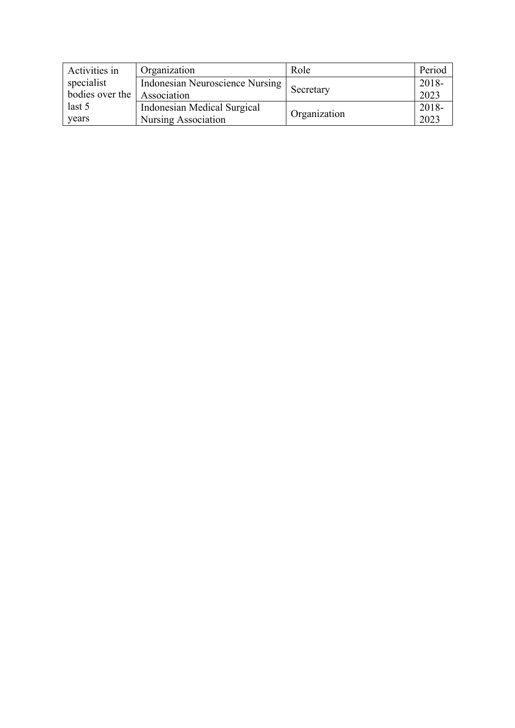| Activities in specialist bodies over the last 5 years | Organization | Role | Period |
|---|---|---|---|
| | Indonesian Neuroscience Nursing Association | Secretary | 2018-2023 |
| | Indonesian Medical Surgical Nursing Association | Organization | 2018-2023 |